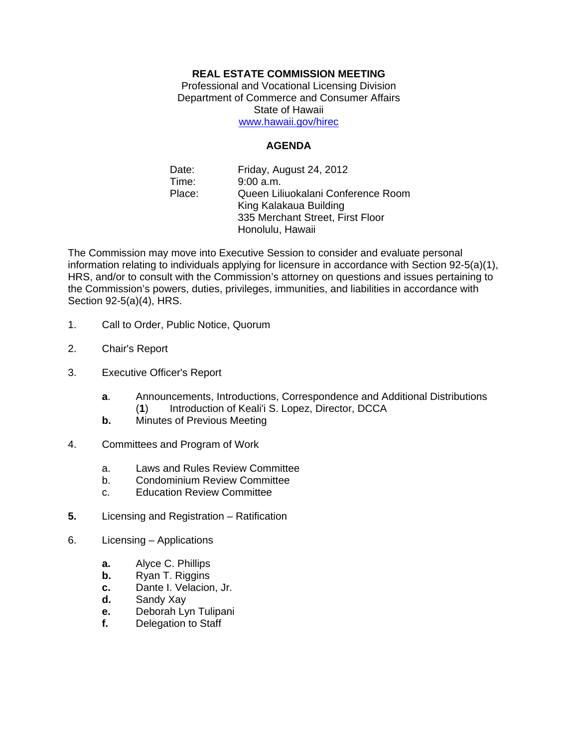**REAL ESTATE COMMISSION MEETING**
Professional and Vocational Licensing Division
Department of Commerce and Consumer Affairs
State of Hawaii
www.hawaii.gov/hirec

**AGENDA**

Date: Friday, August 24, 2012
Time: 9:00 a.m.
Place: Queen Liliuokalani Conference Room
King Kalakaua Building
335 Merchant Street, First Floor
Honolulu, Hawaii

The Commission may move into Executive Session to consider and evaluate personal information relating to individuals applying for licensure in accordance with Section 92-5(a)(1), HRS, and/or to consult with the Commission's attorney on questions and issues pertaining to the Commission's powers, duties, privileges, immunities, and liabilities in accordance with Section 92-5(a)(4), HRS.

1. Call to Order, Public Notice, Quorum

2. Chair's Report

3. Executive Officer's Report

   **a**. Announcements, Introductions, Correspondence and Additional Distributions
      (**1**) Introduction of Keali'i S. Lopez, Director, DCCA
   **b.** Minutes of Previous Meeting

4. Committees and Program of Work

   a. Laws and Rules Review Committee
   b. Condominium Review Committee
   c. Education Review Committee

**5.** Licensing and Registration – Ratification

6. Licensing – Applications

   **a.** Alyce C. Phillips
   **b.** Ryan T. Riggins
   **c.** Dante I. Velacion, Jr.
   **d.** Sandy Xay
   **e.** Deborah Lyn Tulipani
   **f.** Delegation to Staff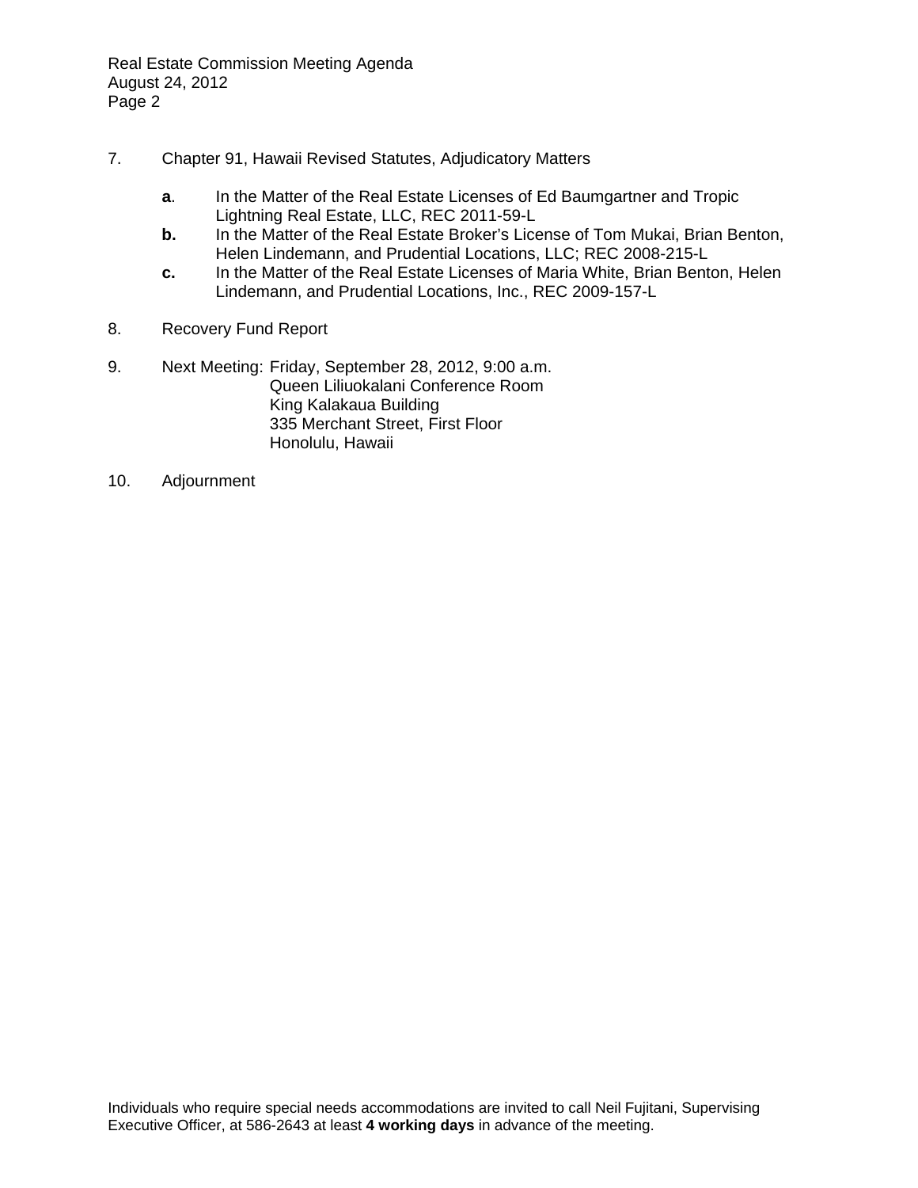7. Chapter 91, Hawaii Revised Statutes, Adjudicatory Matters

   **a**. In the Matter of the Real Estate Licenses of Ed Baumgartner and Tropic Lightning Real Estate, LLC, REC 2011-59-L

   **b.** In the Matter of the Real Estate Broker's License of Tom Mukai, Brian Benton, Helen Lindemann, and Prudential Locations, LLC; REC 2008-215-L

   **c.** In the Matter of the Real Estate Licenses of Maria White, Brian Benton, Helen Lindemann, and Prudential Locations, Inc., REC 2009-157-L

8. Recovery Fund Report

9. Next Meeting: Friday, September 28, 2012, 9:00 a.m.
   Queen Liliuokalani Conference Room
   King Kalakaua Building
   335 Merchant Street, First Floor
   Honolulu, Hawaii

10. Adjournment

Individuals who require special needs accommodations are invited to call Neil Fujitani, Supervising Executive Officer, at 586-2643 at least **4 working days** in advance of the meeting.